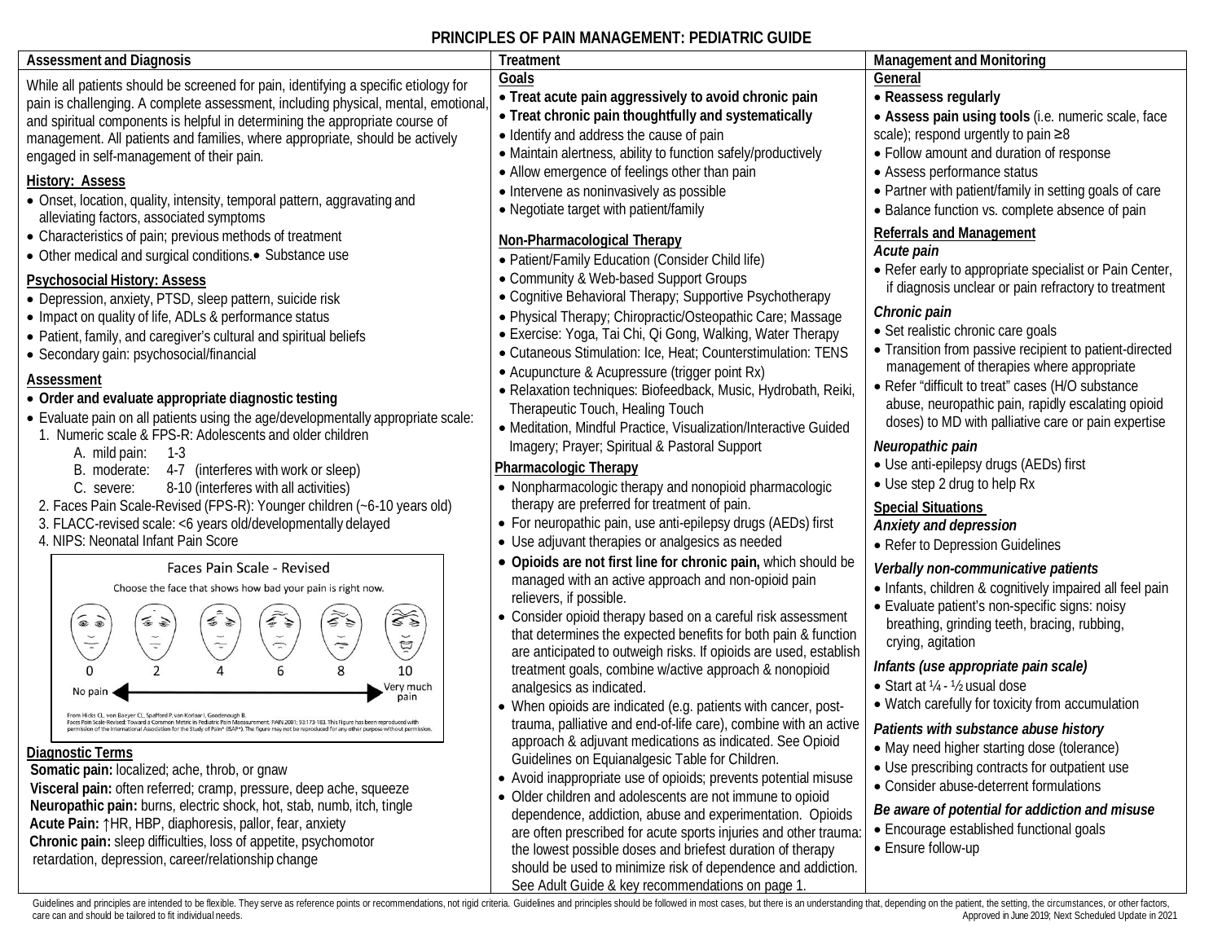# PRINCIPLES OF PAIN MANAGEMENT: PEDIATRIC GUIDE

## Assessment and Diagnosis

While all patients should be screened for pain, identifying a specific etiology for pain is challenging. A complete assessment, including physical, mental, emotional, and spiritual components is helpful in determining the appropriate course of management. All patients and families, where appropriate, should be actively engaged in self-management of their pain.

### History: Assess

- Onset, location, quality, intensity, temporal pattern, aggravating and alleviating factors, associated symptoms
- Characteristics of pain; previous methods of treatment
- Other medical and surgical conditions.
- Substance use

### Psychosocial History: Assess

- Depression, anxiety, PTSD, sleep pattern, suicide risk
- Impact on quality of life, ADLs & performance status
- Patient, family, and caregiver's cultural and spiritual beliefs
- Secondary gain: psychosocial/financial

### Assessment

- **Order and evaluate appropriate diagnostic testing**
- Evaluate pain on all patients using the age/developmentally appropriate scale:
  1. Numeric scale & FPS-R: Adolescents and older children
     - A. mild pain: 1-3
     - B. moderate: 4-7 (interferes with work or sleep)
     - C. severe: 8-10 (interferes with all activities)
  2. Faces Pain Scale-Revised (FPS-R): Younger children (~6-10 years old)
  3. FLACC-revised scale: <6 years old/developmentally delayed
  4. NIPS: Neonatal Infant Pain Score

**Faces Pain Scale - Revised**

Choose the face that shows how bad your pain is right now.

0 — 2 — 4 — 6 — 8 — 10

No pain ← → Very much pain

From Hicks CL, von Baeyer CL, Spafford P, van Korlaar I, Goodenough B. Faces Pain Scale-Revised: Toward a Common Metric in Pediatric Pain Measurement. PAIN 2001; 93:173-183. This figure has been reproduced with permission of the International Association for the Study of Pain® (IASP®). The figure may not be reproduced for any other purpose without permission.

### Diagnostic Terms

**Somatic pain:** localized; ache, throb, or gnaw
**Visceral pain:** often referred; cramp, pressure, deep ache, squeeze
**Neuropathic pain:** burns, electric shock, hot, stab, numb, itch, tingle
**Acute Pain:** ↑HR, HBP, diaphoresis, pallor, fear, anxiety
**Chronic pain:** sleep difficulties, loss of appetite, psychomotor retardation, depression, career/relationship change

## Treatment

### Goals

- **Treat acute pain aggressively to avoid chronic pain**
- **Treat chronic pain thoughtfully and systematically**
- Identify and address the cause of pain
- Maintain alertness, ability to function safely/productively
- Allow emergence of feelings other than pain
- Intervene as noninvasively as possible
- Negotiate target with patient/family

### Non-Pharmacological Therapy

- Patient/Family Education (Consider Child life)
- Community & Web-based Support Groups
- Cognitive Behavioral Therapy; Supportive Psychotherapy
- Physical Therapy; Chiropractic/Osteopathic Care; Massage
- Exercise: Yoga, Tai Chi, Qi Gong, Walking, Water Therapy
- Cutaneous Stimulation: Ice, Heat; Counterstimulation: TENS
- Acupuncture & Acupressure (trigger point Rx)
- Relaxation techniques: Biofeedback, Music, Hydrobath, Reiki, Therapeutic Touch, Healing Touch
- Meditation, Mindful Practice, Visualization/Interactive Guided Imagery; Prayer; Spiritual & Pastoral Support

### Pharmacologic Therapy

- Nonpharmacologic therapy and nonopioid pharmacologic therapy are preferred for treatment of pain.
- For neuropathic pain, use anti-epilepsy drugs (AEDs) first
- Use adjuvant therapies or analgesics as needed
- **Opioids are not first line for chronic pain,** which should be managed with an active approach and non-opioid pain relievers, if possible.
- Consider opioid therapy based on a careful risk assessment that determines the expected benefits for both pain & function are anticipated to outweigh risks. If opioids are used, establish treatment goals, combine w/active approach & nonopioid analgesics as indicated.
- When opioids are indicated (e.g. patients with cancer, post-trauma, palliative and end-of-life care), combine with an active approach & adjuvant medications as indicated. See Opioid Guidelines on Equianalgesic Table for Children.
- Avoid inappropriate use of opioids; prevents potential misuse
- Older children and adolescents are not immune to opioid dependence, addiction, abuse and experimentation. Opioids are often prescribed for acute sports injuries and other trauma: the lowest possible doses and briefest duration of therapy should be used to minimize risk of dependence and addiction. See Adult Guide & key recommendations on page 1.

## Management and Monitoring

### General

- **Reassess regularly**
- **Assess pain using tools** (i.e. numeric scale, face scale); respond urgently to pain ≥8
- Follow amount and duration of response
- Assess performance status
- Partner with patient/family in setting goals of care
- Balance function vs. complete absence of pain

### Referrals and Management

***Acute pain***

- Refer early to appropriate specialist or Pain Center, if diagnosis unclear or pain refractory to treatment

***Chronic pain***

- Set realistic chronic care goals
- Transition from passive recipient to patient-directed management of therapies where appropriate
- Refer "difficult to treat" cases (H/O substance abuse, neuropathic pain, rapidly escalating opioid doses) to MD with palliative care or pain expertise

***Neuropathic pain***

- Use anti-epilepsy drugs (AEDs) first
- Use step 2 drug to help Rx

### Special Situations

***Anxiety and depression***

- Refer to Depression Guidelines

***Verbally non-communicative patients***

- Infants, children & cognitively impaired all feel pain
- Evaluate patient's non-specific signs: noisy breathing, grinding teeth, bracing, rubbing, crying, agitation

***Infants (use appropriate pain scale)***

- Start at ¼ - ½ usual dose
- Watch carefully for toxicity from accumulation

***Patients with substance abuse history***

- May need higher starting dose (tolerance)
- Use prescribing contracts for outpatient use
- Consider abuse-deterrent formulations

***Be aware of potential for addiction and misuse***

- Encourage established functional goals
- Ensure follow-up

Guidelines and principles are intended to be flexible. They serve as reference points or recommendations, not rigid criteria. Guidelines and principles should be followed in most cases, but there is an understanding that, depending on the patient, the setting, the circumstances, or other factors, care can and should be tailored to fit individual needs.

Approved in June 2019; Next Scheduled Update in 2021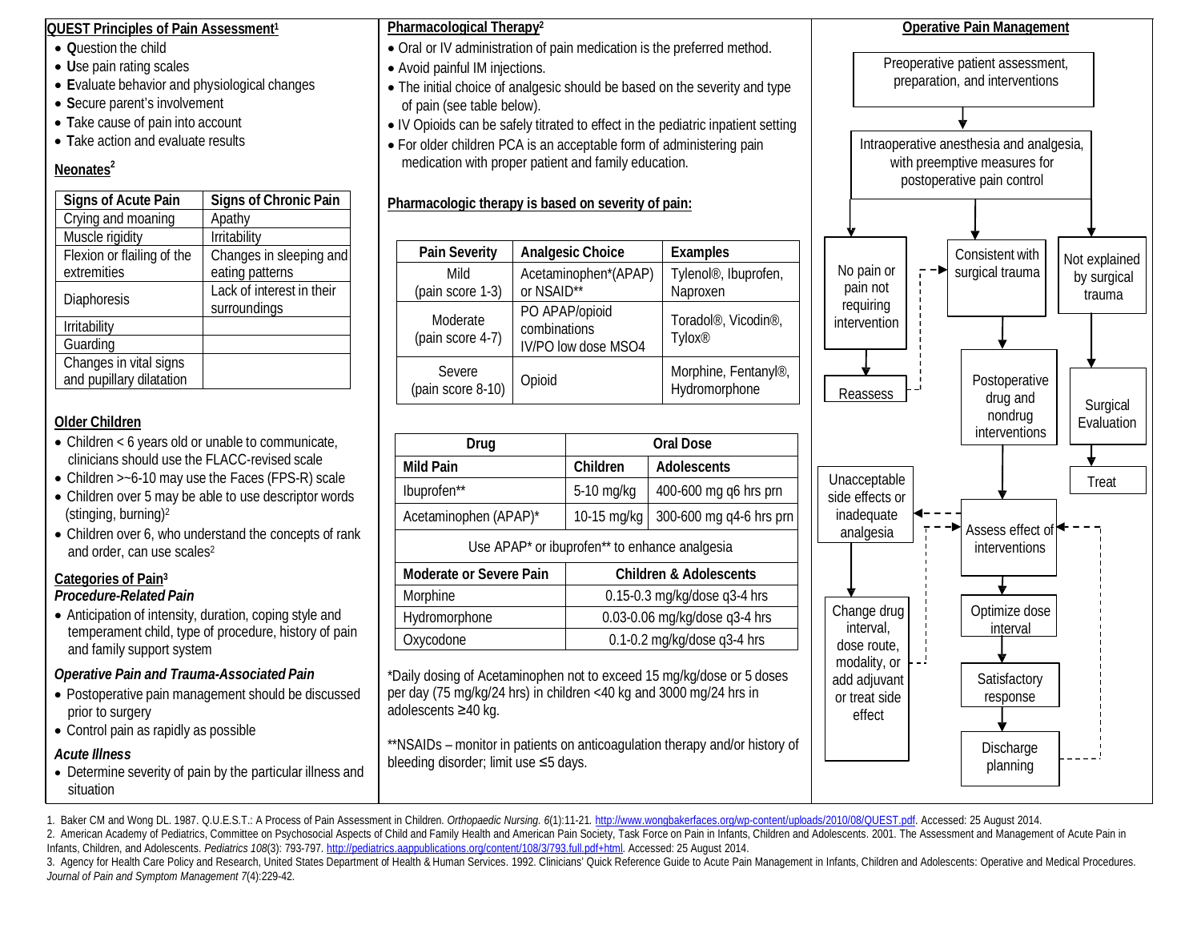## QUEST Principles of Pain Assessment[1]

- **Q**uestion the child
- **U**se pain rating scales
- **E**valuate behavior and physiological changes
- **S**ecure parent's involvement
- **T**ake cause of pain into account
- **T**ake action and evaluate results

### Neonates[2]

| Signs of Acute Pain | Signs of Chronic Pain |
| --- | --- |
| Crying and moaning | Apathy |
| Muscle rigidity | Irritability |
| Flexion or flailing of the extremities | Changes in sleeping and eating patterns |
| Diaphoresis | Lack of interest in their surroundings |
| Irritability | |
| Guarding | |
| Changes in vital signs and pupillary dilatation | |

### Older Children

- Children < 6 years old or unable to communicate, clinicians should use the FLACC-revised scale
- Children >~6-10 may use the Faces (FPS-R) scale
- Children over 5 may be able to use descriptor words (stinging, burning)[2]
- Children over 6, who understand the concepts of rank and order, can use scales[2]

### Categories of Pain[3]

***Procedure-Related Pain***

- Anticipation of intensity, duration, coping style and temperament child, type of procedure, history of pain and family support system

***Operative Pain and Trauma-Associated Pain***

- Postoperative pain management should be discussed prior to surgery
- Control pain as rapidly as possible

***Acute Illness***

- Determine severity of pain by the particular illness and situation

## Pharmacological Therapy[2]

- Oral or IV administration of pain medication is the preferred method.
- Avoid painful IM injections.
- The initial choice of analgesic should be based on the severity and type of pain (see table below).
- IV Opioids can be safely titrated to effect in the pediatric inpatient setting
- For older children PCA is an acceptable form of administering pain medication with proper patient and family education.

### Pharmacologic therapy is based on severity of pain:

| Pain Severity | Analgesic Choice | Examples |
| --- | --- | --- |
| Mild (pain score 1-3) | Acetaminophen*(APAP) or NSAID** | Tylenol®, Ibuprofen, Naproxen |
| Moderate (pain score 4-7) | PO APAP/opioid combinations IV/PO low dose MSO4 | Toradol®, Vicodin®, Tylox® |
| Severe (pain score 8-10) | Opioid | Morphine, Fentanyl®, Hydromorphone |

| Drug | Oral Dose | |
| --- | --- | --- |
| **Mild Pain** | **Children** | **Adolescents** |
| Ibuprofen** | 5-10 mg/kg | 400-600 mg q6 hrs prn |
| Acetaminophen (APAP)* | 10-15 mg/kg | 300-600 mg q4-6 hrs prn |
| Use APAP* or ibuprofen** to enhance analgesia | | |
| **Moderate or Severe Pain** | **Children & Adolescents** | |
| Morphine | 0.15-0.3 mg/kg/dose q3-4 hrs | |
| Hydromorphone | 0.03-0.06 mg/kg/dose q3-4 hrs | |
| Oxycodone | 0.1-0.2 mg/kg/dose q3-4 hrs | |

*Daily dosing of Acetaminophen not to exceed 15 mg/kg/dose or 5 doses per day (75 mg/kg/24 hrs) in children <40 kg and 3000 mg/24 hrs in adolescents ≥40 kg.

**NSAIDs – monitor in patients on anticoagulation therapy and/or history of bleeding disorder; limit use ≤5 days.

## Operative Pain Management

Preoperative patient assessment, preparation, and interventions

Intraoperative anesthesia and analgesia, with preemptive measures for postoperative pain control

No pain or pain not requiring intervention

Reassess

Consistent with surgical trauma

Postoperative drug and nondrug interventions

Not explained by surgical trauma

Surgical Evaluation

Treat

Unacceptable side effects or inadequate analgesia

Change drug interval, dose route, modality, or add adjuvant or treat side effect

Assess effect of interventions

Optimize dose interval

Satisfactory response

Discharge planning

1. Baker CM and Wong DL. 1987. Q.U.E.S.T.: A Process of Pain Assessment in Children. *Orthopaedic Nursing. 6*(1):11-21. http://www.wongbakerfaces.org/wp-content/uploads/2010/08/QUEST.pdf. Accessed: 25 August 2014.
2. American Academy of Pediatrics, Committee on Psychosocial Aspects of Child and Family Health and American Pain Society, Task Force on Pain in Infants, Children and Adolescents. 2001. The Assessment and Management of Acute Pain in Infants, Children, and Adolescents. *Pediatrics 108*(3): 793-797. http://pediatrics.aappublications.org/content/108/3/793.full.pdf+html. Accessed: 25 August 2014.
3. Agency for Health Care Policy and Research, United States Department of Health & Human Services. 1992. Clinicians' Quick Reference Guide to Acute Pain Management in Infants, Children and Adolescents: Operative and Medical Procedures. *Journal of Pain and Symptom Management 7*(4):229-42.